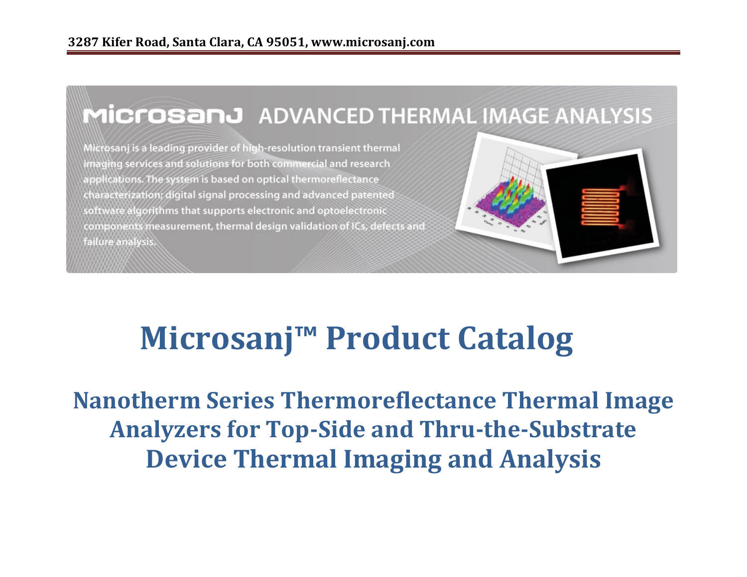3287 Kifer Road, Santa Clara, CA 95051, www.microsanj.com

MICROSANJ ADVANCED THERMAL IMAGE ANALYSIS

Microsanj is a leading provider of high-resolution transient thermal imaging services and solutions for both commercial and research applications. The system is based on optical thermoreflectance characterization, digital signal processing and advanced patented software algorithms that supports electronic and optoelectronic components measurement, thermal design validation of ICs, defects and failure analysis.

# Microsanj™ Product Catalog

## Nanotherm Series Thermoreflectance Thermal Image Analyzers for Top-Side and Thru-the-Substrate Device Thermal Imaging and Analysis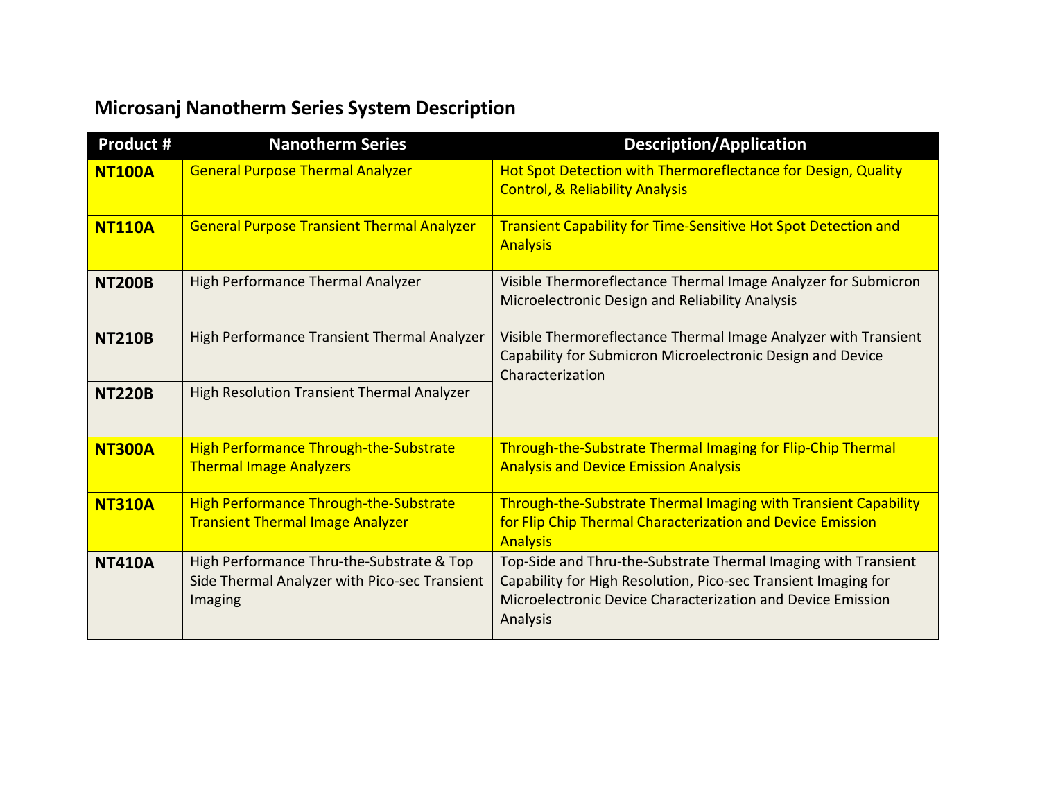## Microsanj Nanotherm Series System Description

| Product # | Nanotherm Series | Description/Application |
|---|---|---|
| **NT100A** | General Purpose Thermal Analyzer | Hot Spot Detection with Thermoreflectance for Design, Quality Control, & Reliability Analysis |
| **NT110A** | General Purpose Transient Thermal Analyzer | Transient Capability for Time-Sensitive Hot Spot Detection and Analysis |
| **NT200B** | High Performance Thermal Analyzer | Visible Thermoreflectance Thermal Image Analyzer for Submicron Microelectronic Design and Reliability Analysis |
| **NT210B** | High Performance Transient Thermal Analyzer | Visible Thermoreflectance Thermal Image Analyzer with Transient Capability for Submicron Microelectronic Design and Device Characterization |
| **NT220B** | High Resolution Transient Thermal Analyzer | |
| **NT300A** | High Performance Through-the-Substrate Thermal Image Analyzers | Through-the-Substrate Thermal Imaging for Flip-Chip Thermal Analysis and Device Emission Analysis |
| **NT310A** | High Performance Through-the-Substrate Transient Thermal Image Analyzer | Through-the-Substrate Thermal Imaging with Transient Capability for Flip Chip Thermal Characterization and Device Emission Analysis |
| **NT410A** | High Performance Thru-the-Substrate & Top Side Thermal Analyzer with Pico-sec Transient Imaging | Top-Side and Thru-the-Substrate Thermal Imaging with Transient Capability for High Resolution, Pico-sec Transient Imaging for Microelectronic Device Characterization and Device Emission Analysis |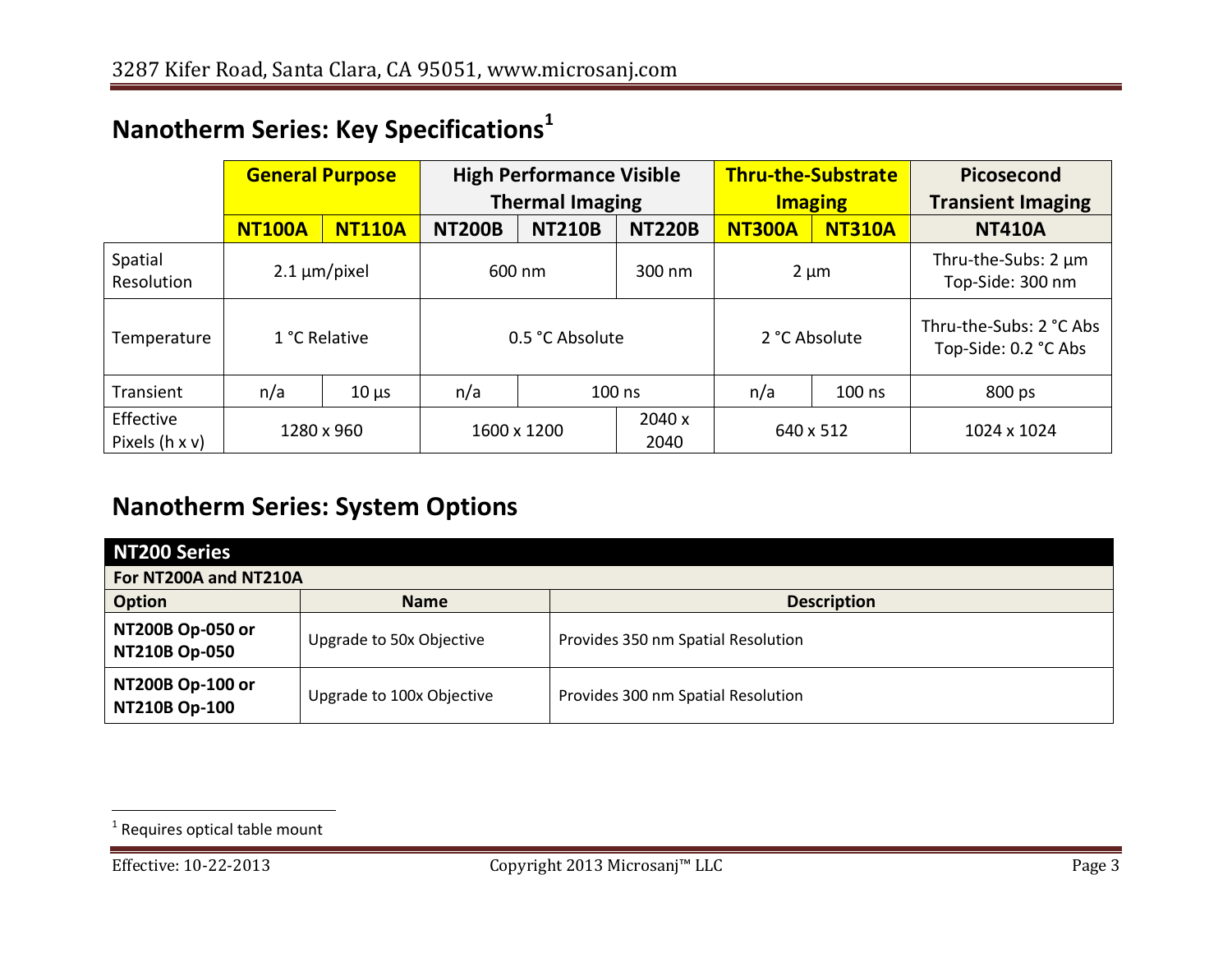## Nanotherm Series: Key Specifications[1]

| | General Purpose | | High Performance Visible Thermal Imaging | | | Thru-the-Substrate Imaging | | Picosecond Transient Imaging |
|---|---|---|---|---|---|---|---|---|
| | NT100A | NT110A | NT200B | NT210B | NT220B | NT300A | NT310A | NT410A |
| Spatial Resolution | 2.1 µm/pixel | | 600 nm | | 300 nm | 2 µm | | Thru-the-Subs: 2 µm<br>Top-Side: 300 nm |
| Temperature | 1 °C Relative | | 0.5 °C Absolute | | | 2 °C Absolute | | Thru-the-Subs: 2 °C Abs<br>Top-Side: 0.2 °C Abs |
| Transient | n/a | 10 µs | n/a | 100 ns | | n/a | 100 ns | 800 ps |
| Effective Pixels (h x v) | 1280 x 960 | | 1600 x 1200 | | 2040 x 2040 | 640 x 512 | | 1024 x 1024 |

## Nanotherm Series: System Options

| NT200 Series | | |
|---|---|---|
| **For NT200A and NT210A** | | |
| **Option** | **Name** | **Description** |
| **NT200B Op-050 or NT210B Op-050** | Upgrade to 50x Objective | Provides 350 nm Spatial Resolution |
| **NT200B Op-100 or NT210B Op-100** | Upgrade to 100x Objective | Provides 300 nm Spatial Resolution |

[1] Requires optical table mount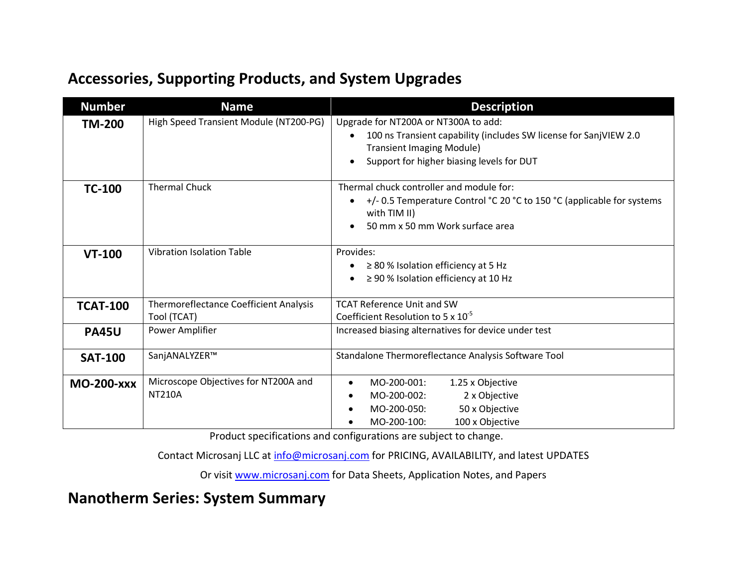## Accessories, Supporting Products, and System Upgrades

| Number | Name | Description |
|---|---|---|
| **TM-200** | High Speed Transient Module (NT200-PG) | Upgrade for NT200A or NT300A to add:<br>• 100 ns Transient capability (includes SW license for SanjVIEW 2.0 Transient Imaging Module)<br>• Support for higher biasing levels for DUT |
| **TC-100** | Thermal Chuck | Thermal chuck controller and module for:<br>• +/- 0.5 Temperature Control °C 20 °C to 150 °C (applicable for systems with TIM II)<br>• 50 mm x 50 mm Work surface area |
| **VT-100** | Vibration Isolation Table | Provides:<br>• ≥ 80 % Isolation efficiency at 5 Hz<br>• ≥ 90 % Isolation efficiency at 10 Hz |
| **TCAT-100** | Thermoreflectance Coefficient Analysis Tool (TCAT) | TCAT Reference Unit and SW<br>Coefficient Resolution to $5 \times 10^{-5}$ |
| **PA45U** | Power Amplifier | Increased biasing alternatives for device under test |
| **SAT-100** | SanjANALYZER™ | Standalone Thermoreflectance Analysis Software Tool |
| **MO-200-xxx** | Microscope Objectives for NT200A and NT210A | • MO-200-001: 1.25 x Objective<br>• MO-200-002: 2 x Objective<br>• MO-200-050: 50 x Objective<br>• MO-200-100: 100 x Objective |

Product specifications and configurations are subject to change.

Contact Microsanj LLC at info@microsanj.com for PRICING, AVAILABILITY, and latest UPDATES

Or visit www.microsanj.com for Data Sheets, Application Notes, and Papers

## Nanotherm Series: System Summary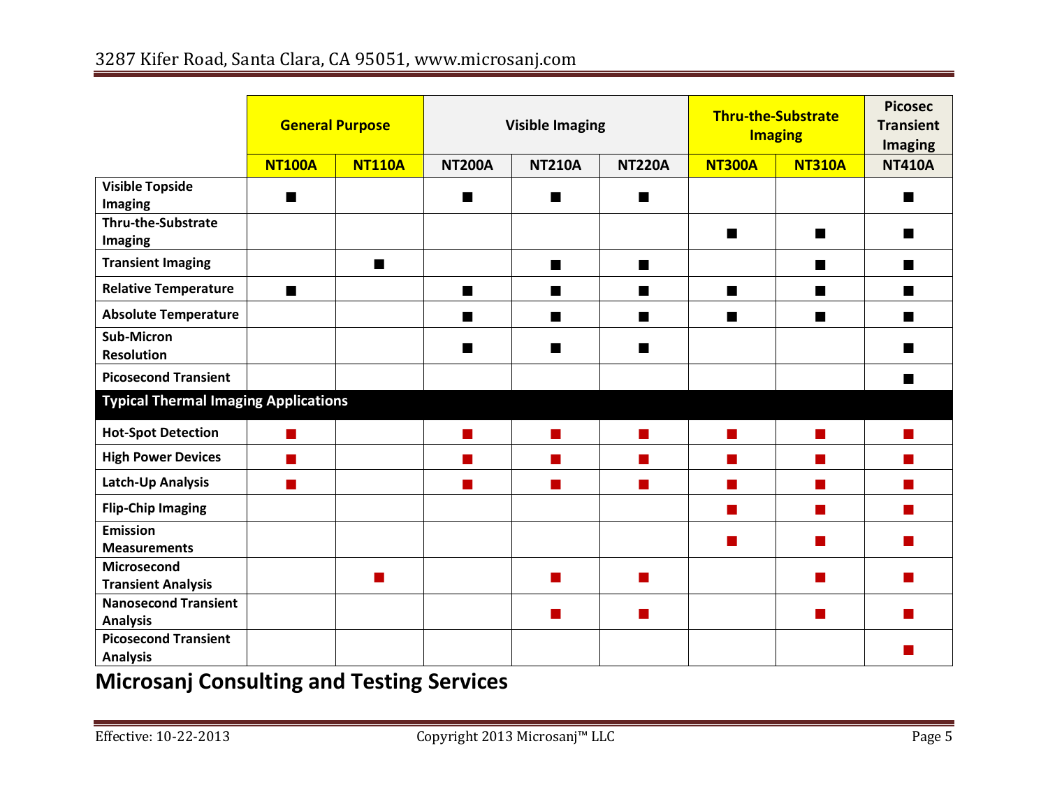| | General Purpose | | Visible Imaging | | | Thru-the-Substrate Imaging | | Picosec Transient Imaging |
|---|---|---|---|---|---|---|---|---|
| | **NT100A** | **NT110A** | **NT200A** | **NT210A** | **NT220A** | **NT300A** | **NT310A** | **NT410A** |
| **Visible Topside Imaging** | ■ | | ■ | ■ | ■ | | | ■ |
| **Thru-the-Substrate Imaging** | | | | | | ■ | ■ | ■ |
| **Transient Imaging** | | ■ | | ■ | ■ | | ■ | ■ |
| **Relative Temperature** | ■ | | ■ | ■ | ■ | ■ | ■ | ■ |
| **Absolute Temperature** | | | ■ | ■ | ■ | ■ | ■ | ■ |
| **Sub-Micron Resolution** | | | ■ | ■ | ■ | | | ■ |
| **Picosecond Transient** | | | | | | | | ■ |
| **Typical Thermal Imaging Applications** | | | | | | | | |
| **Hot-Spot Detection** | ■ | | ■ | ■ | ■ | ■ | ■ | ■ |
| **High Power Devices** | ■ | | ■ | ■ | ■ | ■ | ■ | ■ |
| **Latch-Up Analysis** | ■ | | ■ | ■ | ■ | ■ | ■ | ■ |
| **Flip-Chip Imaging** | | | | | | ■ | ■ | ■ |
| **Emission Measurements** | | | | | | ■ | ■ | ■ |
| **Microsecond Transient Analysis** | | ■ | | ■ | ■ | | ■ | ■ |
| **Nanosecond Transient Analysis** | | | | ■ | ■ | | ■ | ■ |
| **Picosecond Transient Analysis** | | | | | | | | ■ |

## Microsanj Consulting and Testing Services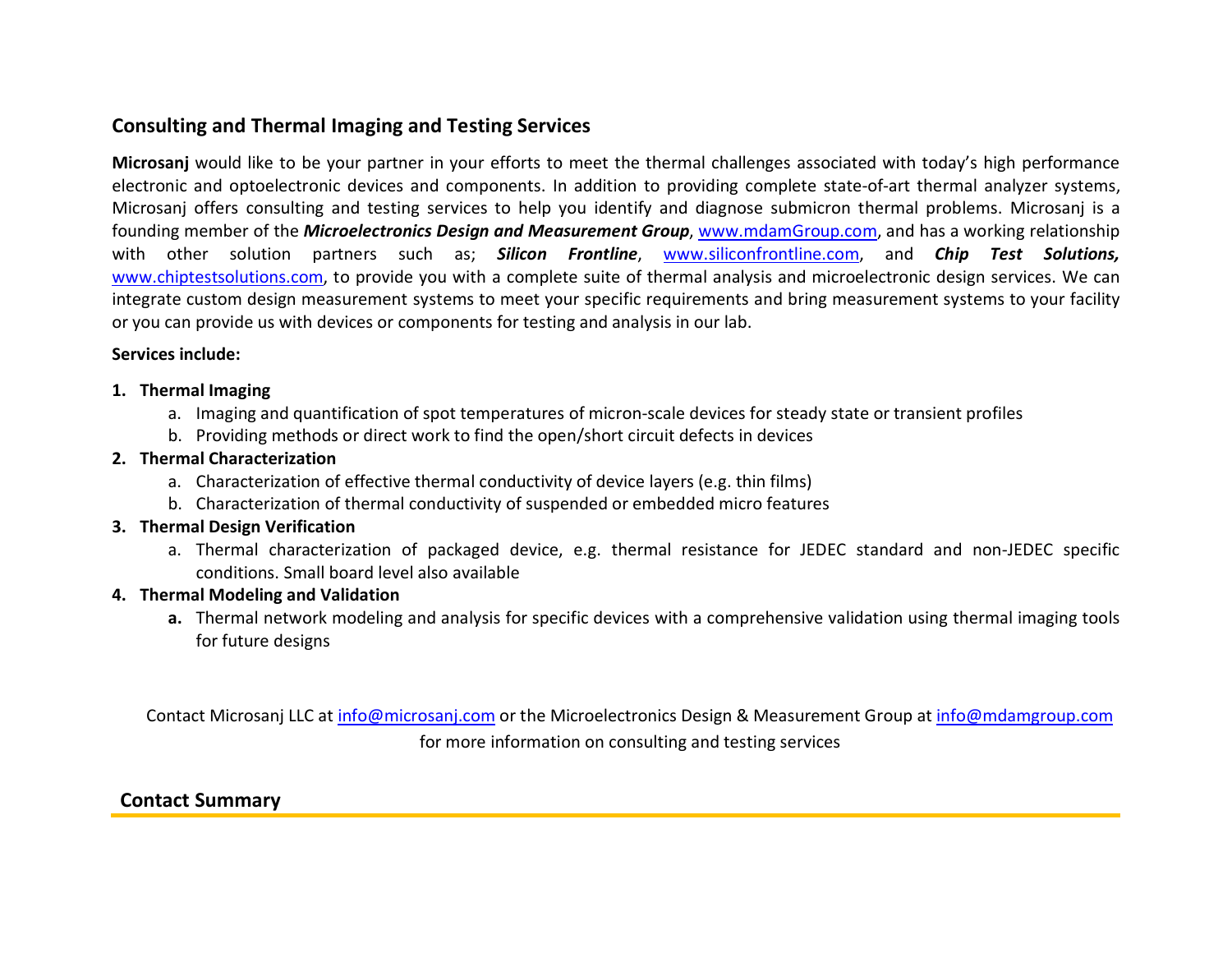## Consulting and Thermal Imaging and Testing Services

**Microsanj** would like to be your partner in your efforts to meet the thermal challenges associated with today's high performance electronic and optoelectronic devices and components. In addition to providing complete state-of-art thermal analyzer systems, Microsanj offers consulting and testing services to help you identify and diagnose submicron thermal problems. Microsanj is a founding member of the ***Microelectronics Design and Measurement Group***, www.mdamGroup.com, and has a working relationship with other solution partners such as; ***Silicon Frontline***, www.siliconfrontline.com, and ***Chip Test Solutions,*** www.chiptestsolutions.com, to provide you with a complete suite of thermal analysis and microelectronic design services. We can integrate custom design measurement systems to meet your specific requirements and bring measurement systems to your facility or you can provide us with devices or components for testing and analysis in our lab.

**Services include:**

1. **Thermal Imaging**
   a. Imaging and quantification of spot temperatures of micron-scale devices for steady state or transient profiles
   b. Providing methods or direct work to find the open/short circuit defects in devices
2. **Thermal Characterization**
   a. Characterization of effective thermal conductivity of device layers (e.g. thin films)
   b. Characterization of thermal conductivity of suspended or embedded micro features
3. **Thermal Design Verification**
   a. Thermal characterization of packaged device, e.g. thermal resistance for JEDEC standard and non-JEDEC specific conditions. Small board level also available
4. **Thermal Modeling and Validation**
   **a.** Thermal network modeling and analysis for specific devices with a comprehensive validation using thermal imaging tools for future designs

Contact Microsanj LLC at info@microsanj.com or the Microelectronics Design & Measurement Group at info@mdamgroup.com for more information on consulting and testing services

## Contact Summary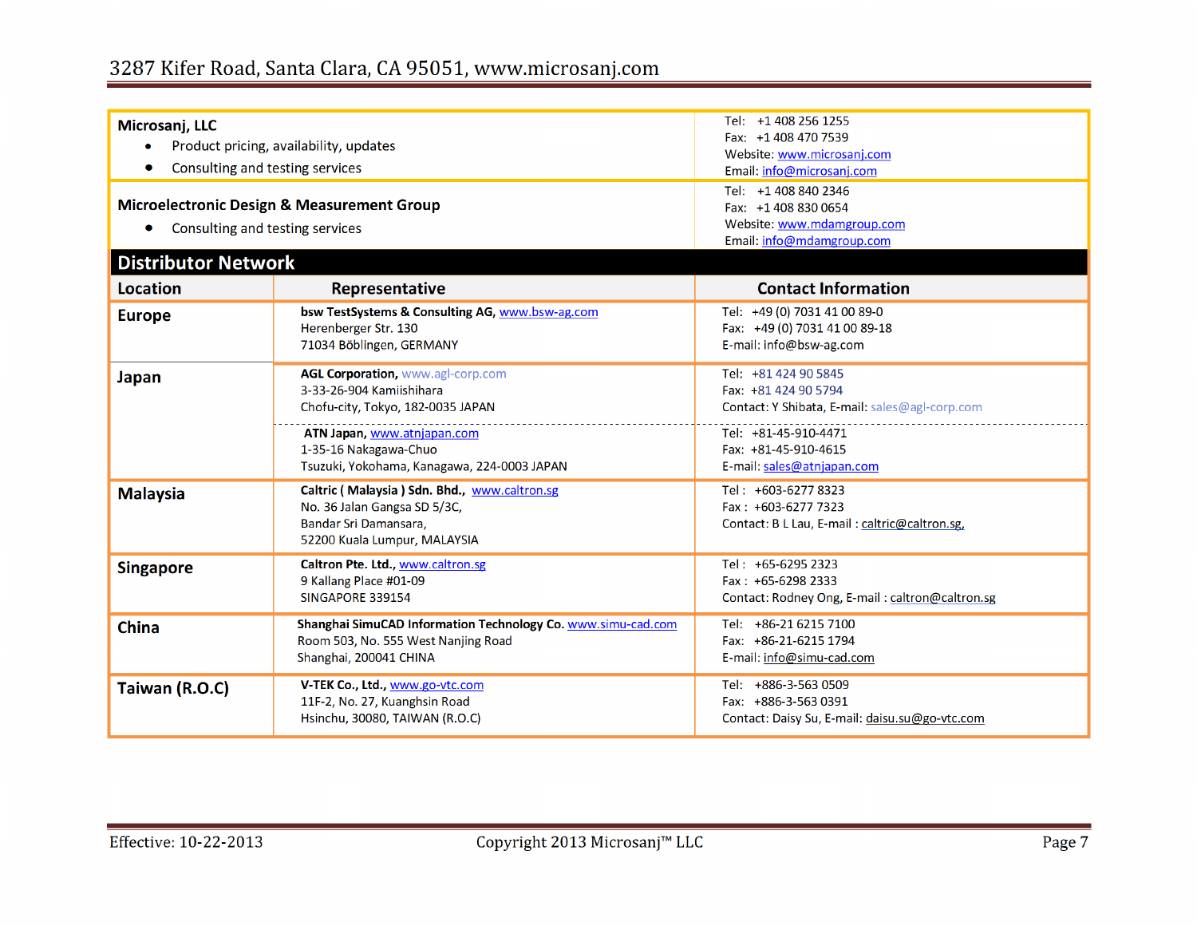| **Microsanj, LLC**<br>• Product pricing, availability, updates<br>• Consulting and testing services | Tel: +1 408 256 1255<br>Fax: +1 408 470 7539<br>Website: www.microsanj.com<br>Email: info@microsanj.com |
|---|---|
| **Microelectronic Design & Measurement Group**<br>• Consulting and testing services | Tel: +1 408 840 2346<br>Fax: +1 408 830 0654<br>Website: www.mdamgroup.com<br>Email: info@mdamgroup.com |

## Distributor Network

| Location | Representative | Contact Information |
|---|---|---|
| **Europe** | **bsw TestSystems & Consulting AG,** www.bsw-ag.com<br>Herenberger Str. 130<br>71034 Böblingen, GERMANY | Tel: +49 (0) 7031 41 00 89-0<br>Fax: +49 (0) 7031 41 00 89-18<br>E-mail: info@bsw-ag.com |
| **Japan** | **AGL Corporation,** www.agl-corp.com<br>3-33-26-904 Kamiishihara<br>Chofu-city, Tokyo, 182-0035 JAPAN | Tel: +81 424 90 5845<br>Fax: +81 424 90 5794<br>Contact: Y Shibata, E-mail: sales@agl-corp.com |
| | **ATN Japan,** www.atnjapan.com<br>1-35-16 Nakagawa-Chuo<br>Tsuzuki, Yokohama, Kanagawa, 224-0003 JAPAN | Tel: +81-45-910-4471<br>Fax: +81-45-910-4615<br>E-mail: sales@atnjapan.com |
| **Malaysia** | **Caltric ( Malaysia ) Sdn. Bhd.,** www.caltron.sg<br>No. 36 Jalan Gangsa SD 5/3C,<br>Bandar Sri Damansara,<br>52200 Kuala Lumpur, MALAYSIA | Tel : +603-6277 8323<br>Fax : +603-6277 7323<br>Contact: B L Lau, E-mail : caltric@caltron.sg, |
| **Singapore** | **Caltron Pte. Ltd.,** www.caltron.sg<br>9 Kallang Place #01-09<br>SINGAPORE 339154 | Tel : +65-6295 2323<br>Fax : +65-6298 2333<br>Contact: Rodney Ong, E-mail : caltron@caltron.sg |
| **China** | **Shanghai SimuCAD Information Technology Co.** www.simu-cad.com<br>Room 503, No. 555 West Nanjing Road<br>Shanghai, 200041 CHINA | Tel: +86-21 6215 7100<br>Fax: +86-21-6215 1794<br>E-mail: info@simu-cad.com |
| **Taiwan (R.O.C)** | **V-TEK Co., Ltd.,** www.go-vtc.com<br>11F-2, No. 27, Kuanghsin Road<br>Hsinchu, 30080, TAIWAN (R.O.C) | Tel: +886-3-563 0509<br>Fax: +886-3-563 0391<br>Contact: Daisy Su, E-mail: daisu.su@go-vtc.com |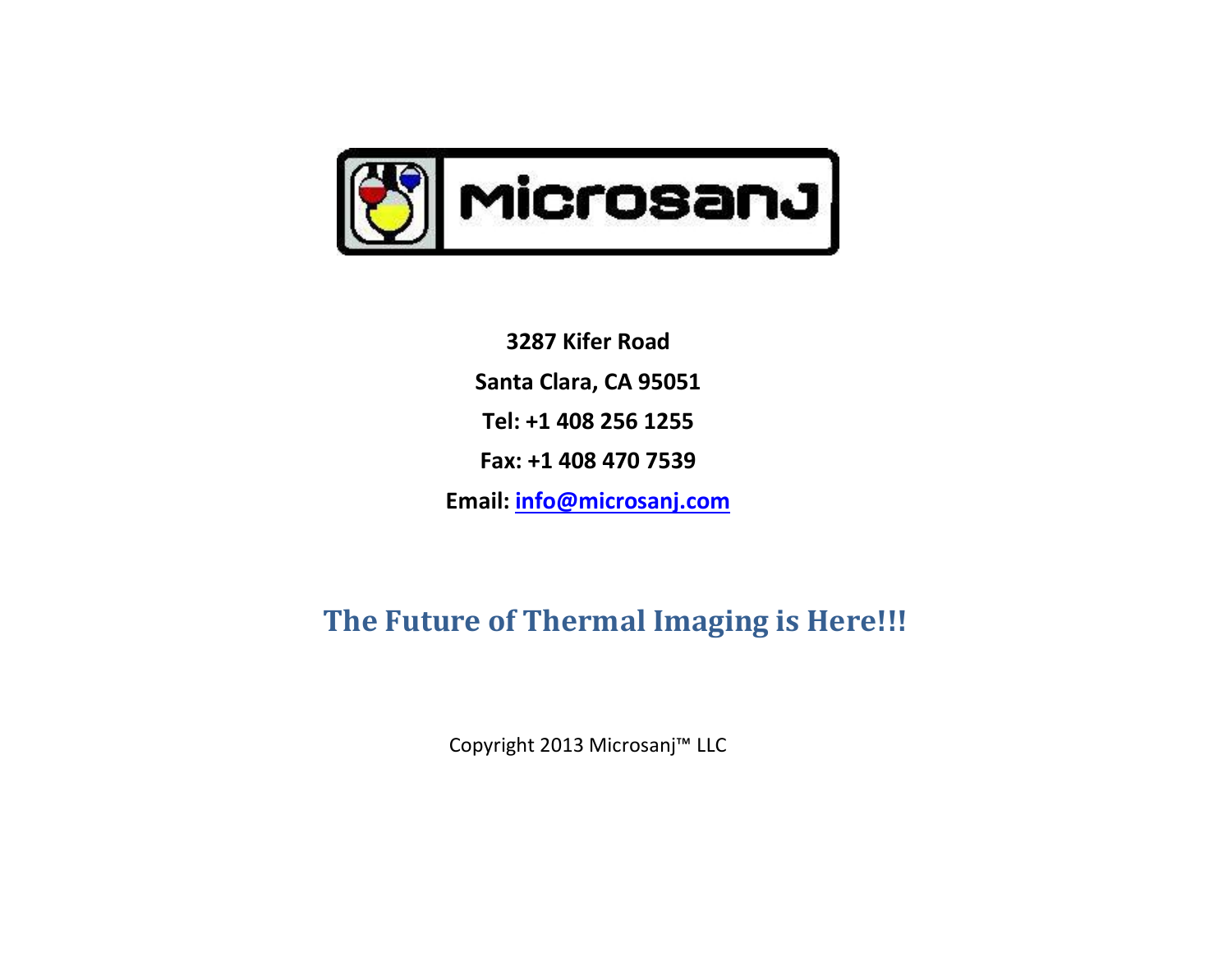Microsanj

**3287 Kifer Road**

**Santa Clara, CA 95051**

**Tel: +1 408 256 1255**

**Fax: +1 408 470 7539**

**Email: info@microsanj.com**

## The Future of Thermal Imaging is Here!!!

Copyright 2013 Microsanj™ LLC